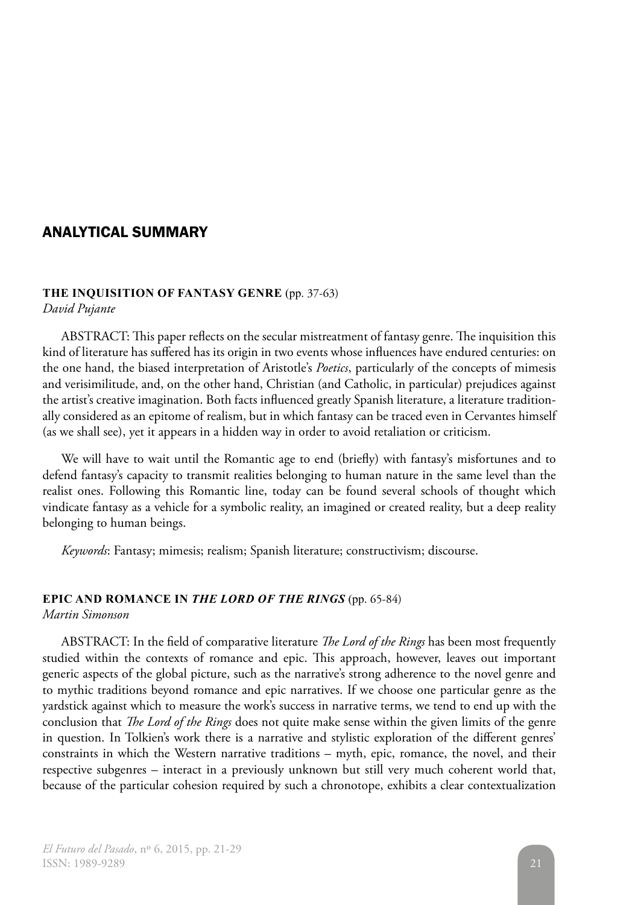# ANALYTICAL SUMMARY

**THE INQUISITION OF FANTASY GENRE** (pp. 37-63)
*David Pujante*

ABSTRACT: This paper reflects on the secular mistreatment of fantasy genre. The inquisition this kind of literature has suffered has its origin in two events whose influences have endured centuries: on the one hand, the biased interpretation of Aristotle's *Poetics*, particularly of the concepts of mimesis and verisimilitude, and, on the other hand, Christian (and Catholic, in particular) prejudices against the artist's creative imagination. Both facts influenced greatly Spanish literature, a literature traditionally considered as an epitome of realism, but in which fantasy can be traced even in Cervantes himself (as we shall see), yet it appears in a hidden way in order to avoid retaliation or criticism.

We will have to wait until the Romantic age to end (briefly) with fantasy's misfortunes and to defend fantasy's capacity to transmit realities belonging to human nature in the same level than the realist ones. Following this Romantic line, today can be found several schools of thought which vindicate fantasy as a vehicle for a symbolic reality, an imagined or created reality, but a deep reality belonging to human beings.

*Keywords*: Fantasy; mimesis; realism; Spanish literature; constructivism; discourse.

**EPIC AND ROMANCE IN *THE LORD OF THE RINGS*** (pp. 65-84)
*Martin Simonson*

ABSTRACT: In the field of comparative literature *The Lord of the Rings* has been most frequently studied within the contexts of romance and epic. This approach, however, leaves out important generic aspects of the global picture, such as the narrative's strong adherence to the novel genre and to mythic traditions beyond romance and epic narratives. If we choose one particular genre as the yardstick against which to measure the work's success in narrative terms, we tend to end up with the conclusion that *The Lord of the Rings* does not quite make sense within the given limits of the genre in question. In Tolkien's work there is a narrative and stylistic exploration of the different genres' constraints in which the Western narrative traditions – myth, epic, romance, the novel, and their respective subgenres – interact in a previously unknown but still very much coherent world that, because of the particular cohesion required by such a chronotope, exhibits a clear contextualization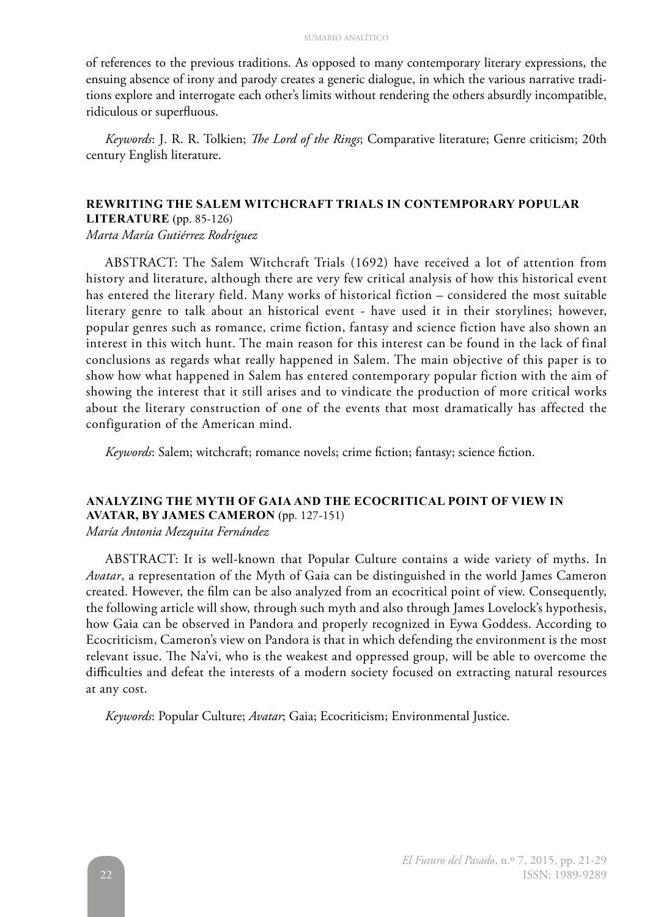of references to the previous traditions. As opposed to many contemporary literary expressions, the ensuing absence of irony and parody creates a generic dialogue, in which the various narrative traditions explore and interrogate each other's limits without rendering the others absurdly incompatible, ridiculous or superfluous.

*Keywords*: J. R. R. Tolkien; *The Lord of the Rings*; Comparative literature; Genre criticism; 20th century English literature.

### **REWRITING THE SALEM WITCHCRAFT TRIALS IN CONTEMPORARY POPULAR LITERATURE** (pp. 85-126)

*Marta María Gutiérrez Rodríguez*

ABSTRACT: The Salem Witchcraft Trials (1692) have received a lot of attention from history and literature, although there are very few critical analysis of how this historical event has entered the literary field. Many works of historical fiction – considered the most suitable literary genre to talk about an historical event - have used it in their storylines; however, popular genres such as romance, crime fiction, fantasy and science fiction have also shown an interest in this witch hunt. The main reason for this interest can be found in the lack of final conclusions as regards what really happened in Salem. The main objective of this paper is to show how what happened in Salem has entered contemporary popular fiction with the aim of showing the interest that it still arises and to vindicate the production of more critical works about the literary construction of one of the events that most dramatically has affected the configuration of the American mind.

*Keywords*: Salem; witchcraft; romance novels; crime fiction; fantasy; science fiction.

### **ANALYZING THE MYTH OF GAIA AND THE ECOCRITICAL POINT OF VIEW IN AVATAR, BY JAMES CAMERON** (pp. 127-151)

*María Antonia Mezquita Fernández*

ABSTRACT: It is well-known that Popular Culture contains a wide variety of myths. In *Avatar*, a representation of the Myth of Gaia can be distinguished in the world James Cameron created. However, the film can be also analyzed from an ecocritical point of view. Consequently, the following article will show, through such myth and also through James Lovelock's hypothesis, how Gaia can be observed in Pandora and properly recognized in Eywa Goddess. According to Ecocriticism, Cameron's view on Pandora is that in which defending the environment is the most relevant issue. The Na'vi, who is the weakest and oppressed group, will be able to overcome the difficulties and defeat the interests of a modern society focused on extracting natural resources at any cost.

*Keywords*: Popular Culture; *Avatar*; Gaia; Ecocriticism; Environmental Justice.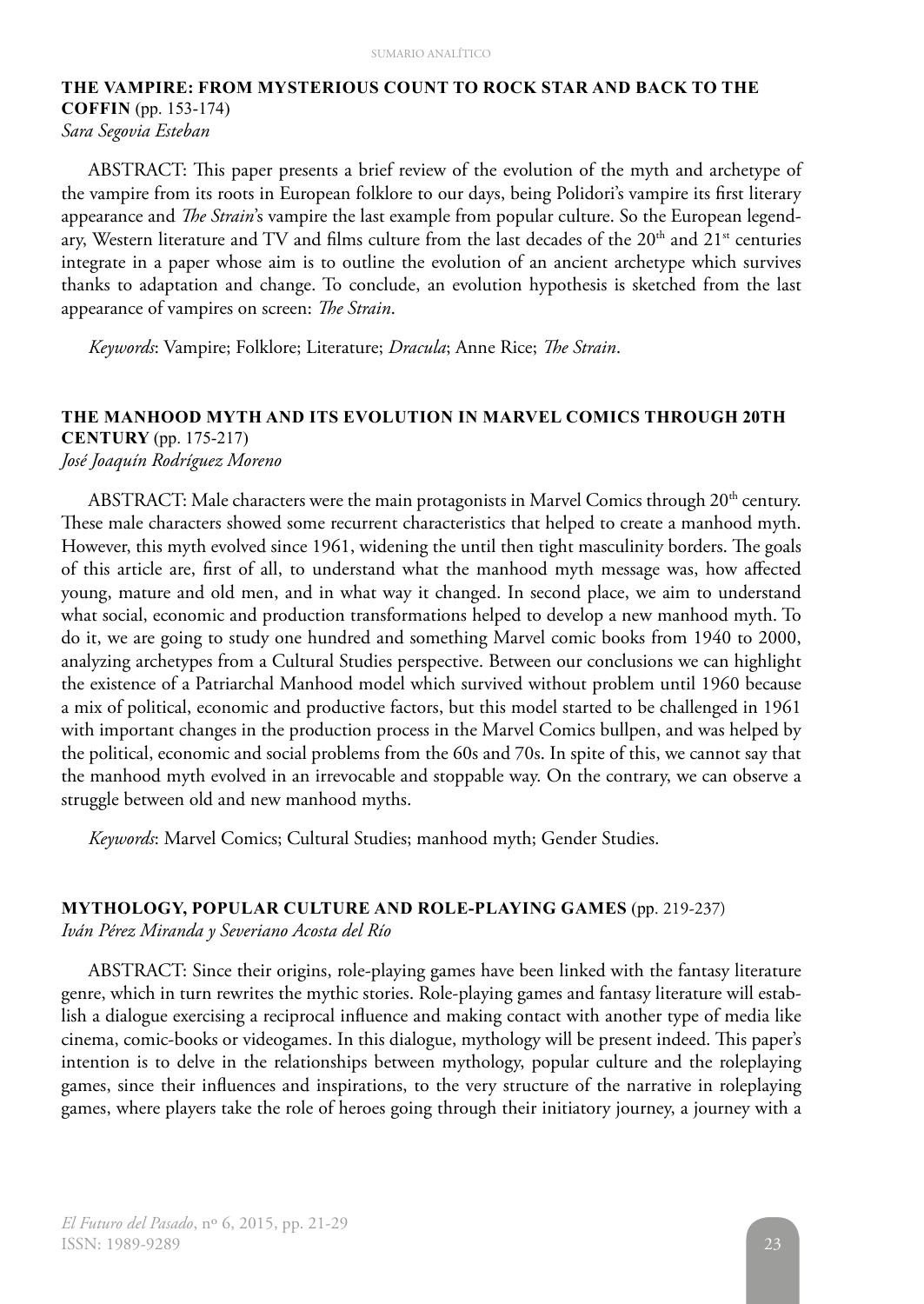### THE VAMPIRE: FROM MYSTERIOUS COUNT TO ROCK STAR AND BACK TO THE COFFIN (pp. 153-174)

*Sara Segovia Esteban*

ABSTRACT: This paper presents a brief review of the evolution of the myth and archetype of the vampire from its roots in European folklore to our days, being Polidori's vampire its first literary appearance and *The Strain*'s vampire the last example from popular culture. So the European legendary, Western literature and TV and films culture from the last decades of the 20th and 21st centuries integrate in a paper whose aim is to outline the evolution of an ancient archetype which survives thanks to adaptation and change. To conclude, an evolution hypothesis is sketched from the last appearance of vampires on screen: *The Strain*.

*Keywords*: Vampire; Folklore; Literature; *Dracula*; Anne Rice; *The Strain*.

### THE MANHOOD MYTH AND ITS EVOLUTION IN MARVEL COMICS THROUGH 20TH CENTURY (pp. 175-217)

*José Joaquín Rodríguez Moreno*

ABSTRACT: Male characters were the main protagonists in Marvel Comics through 20th century. These male characters showed some recurrent characteristics that helped to create a manhood myth. However, this myth evolved since 1961, widening the until then tight masculinity borders. The goals of this article are, first of all, to understand what the manhood myth message was, how affected young, mature and old men, and in what way it changed. In second place, we aim to understand what social, economic and production transformations helped to develop a new manhood myth. To do it, we are going to study one hundred and something Marvel comic books from 1940 to 2000, analyzing archetypes from a Cultural Studies perspective. Between our conclusions we can highlight the existence of a Patriarchal Manhood model which survived without problem until 1960 because a mix of political, economic and productive factors, but this model started to be challenged in 1961 with important changes in the production process in the Marvel Comics bullpen, and was helped by the political, economic and social problems from the 60s and 70s. In spite of this, we cannot say that the manhood myth evolved in an irrevocable and stoppable way. On the contrary, we can observe a struggle between old and new manhood myths.

*Keywords*: Marvel Comics; Cultural Studies; manhood myth; Gender Studies.

### MYTHOLOGY, POPULAR CULTURE AND ROLE-PLAYING GAMES (pp. 219-237)

*Iván Pérez Miranda y Severiano Acosta del Río*

ABSTRACT: Since their origins, role-playing games have been linked with the fantasy literature genre, which in turn rewrites the mythic stories. Role-playing games and fantasy literature will establish a dialogue exercising a reciprocal influence and making contact with another type of media like cinema, comic-books or videogames. In this dialogue, mythology will be present indeed. This paper's intention is to delve in the relationships between mythology, popular culture and the roleplaying games, since their influences and inspirations, to the very structure of the narrative in roleplaying games, where players take the role of heroes going through their initiatory journey, a journey with a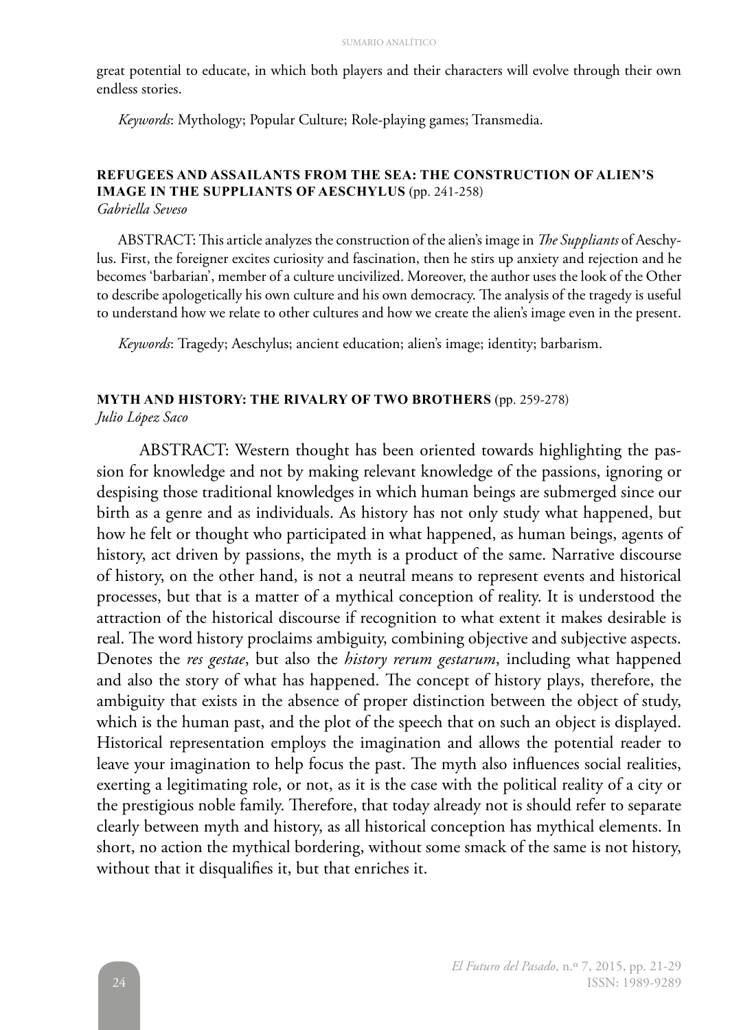great potential to educate, in which both players and their characters will evolve through their own endless stories.

*Keywords*: Mythology; Popular Culture; Role-playing games; Transmedia.

### REFUGEES AND ASSAILANTS FROM THE SEA: THE CONSTRUCTION OF ALIEN'S IMAGE IN THE SUPPLIANTS OF AESCHYLUS (pp. 241-258)

*Gabriella Seveso*

ABSTRACT: This article analyzes the construction of the alien's image in *The Suppliants* of Aeschylus. First, the foreigner excites curiosity and fascination, then he stirs up anxiety and rejection and he becomes 'barbarian', member of a culture uncivilized. Moreover, the author uses the look of the Other to describe apologetically his own culture and his own democracy. The analysis of the tragedy is useful to understand how we relate to other cultures and how we create the alien's image even in the present.

*Keywords*: Tragedy; Aeschylus; ancient education; alien's image; identity; barbarism.

### MYTH AND HISTORY: THE RIVALRY OF TWO BROTHERS (pp. 259-278)

*Julio López Saco*

ABSTRACT: Western thought has been oriented towards highlighting the passion for knowledge and not by making relevant knowledge of the passions, ignoring or despising those traditional knowledges in which human beings are submerged since our birth as a genre and as individuals. As history has not only study what happened, but how he felt or thought who participated in what happened, as human beings, agents of history, act driven by passions, the myth is a product of the same. Narrative discourse of history, on the other hand, is not a neutral means to represent events and historical processes, but that is a matter of a mythical conception of reality. It is understood the attraction of the historical discourse if recognition to what extent it makes desirable is real. The word history proclaims ambiguity, combining objective and subjective aspects. Denotes the *res gestae*, but also the *history rerum gestarum*, including what happened and also the story of what has happened. The concept of history plays, therefore, the ambiguity that exists in the absence of proper distinction between the object of study, which is the human past, and the plot of the speech that on such an object is displayed. Historical representation employs the imagination and allows the potential reader to leave your imagination to help focus the past. The myth also influences social realities, exerting a legitimating role, or not, as it is the case with the political reality of a city or the prestigious noble family. Therefore, that today already not is should refer to separate clearly between myth and history, as all historical conception has mythical elements. In short, no action the mythical bordering, without some smack of the same is not history, without that it disqualifies it, but that enriches it.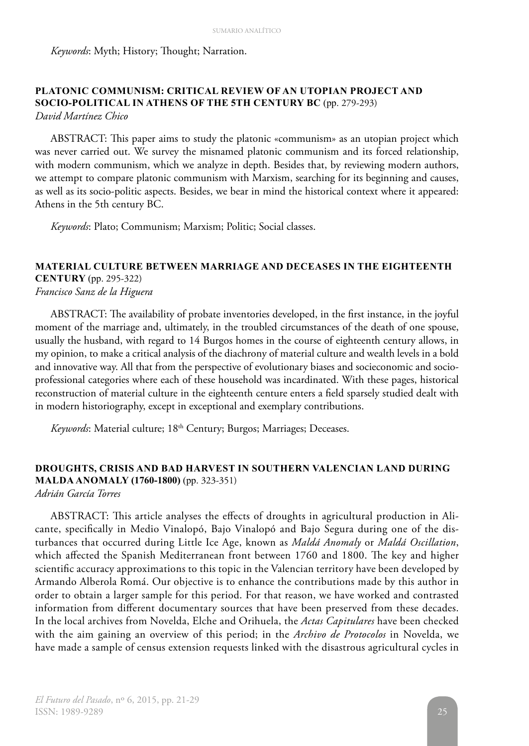*Keywords*: Myth; History; Thought; Narration.

### PLATONIC COMMUNISM: CRITICAL REVIEW OF AN UTOPIAN PROJECT AND SOCIO-POLITICAL IN ATHENS OF THE 5TH CENTURY BC (pp. 279-293)

*David Martínez Chico*

ABSTRACT: This paper aims to study the platonic «communism» as an utopian project which was never carried out. We survey the misnamed platonic communism and its forced relationship, with modern communism, which we analyze in depth. Besides that, by reviewing modern authors, we attempt to compare platonic communism with Marxism, searching for its beginning and causes, as well as its socio-politic aspects. Besides, we bear in mind the historical context where it appeared: Athens in the 5th century BC.

*Keywords*: Plato; Communism; Marxism; Politic; Social classes.

### MATERIAL CULTURE BETWEEN MARRIAGE AND DECEASES IN THE EIGHTEENTH CENTURY (pp. 295-322)

*Francisco Sanz de la Higuera*

ABSTRACT: The availability of probate inventories developed, in the first instance, in the joyful moment of the marriage and, ultimately, in the troubled circumstances of the death of one spouse, usually the husband, with regard to 14 Burgos homes in the course of eighteenth century allows, in my opinion, to make a critical analysis of the diachrony of material culture and wealth levels in a bold and innovative way. All that from the perspective of evolutionary biases and socieconomic and socio-professional categories where each of these household was incardinated. With these pages, historical reconstruction of material culture in the eighteenth centure enters a field sparsely studied dealt with in modern historiography, except in exceptional and exemplary contributions.

*Keywords*: Material culture; 18th Century; Burgos; Marriages; Deceases.

### DROUGHTS, CRISIS AND BAD HARVEST IN SOUTHERN VALENCIAN LAND DURING MALDA ANOMALY (1760-1800) (pp. 323-351)

*Adrián García Torres*

ABSTRACT: This article analyses the effects of droughts in agricultural production in Alicante, specifically in Medio Vinalopó, Bajo Vinalopó and Bajo Segura during one of the disturbances that occurred during Little Ice Age, known as *Maldá Anomaly* or *Maldá Oscillation*, which affected the Spanish Mediterranean front between 1760 and 1800. The key and higher scientific accuracy approximations to this topic in the Valencian territory have been developed by Armando Alberola Romá. Our objective is to enhance the contributions made by this author in order to obtain a larger sample for this period. For that reason, we have worked and contrasted information from different documentary sources that have been preserved from these decades. In the local archives from Novelda, Elche and Orihuela, the *Actas Capitulares* have been checked with the aim gaining an overview of this period; in the *Archivo de Protocolos* in Novelda, we have made a sample of census extension requests linked with the disastrous agricultural cycles in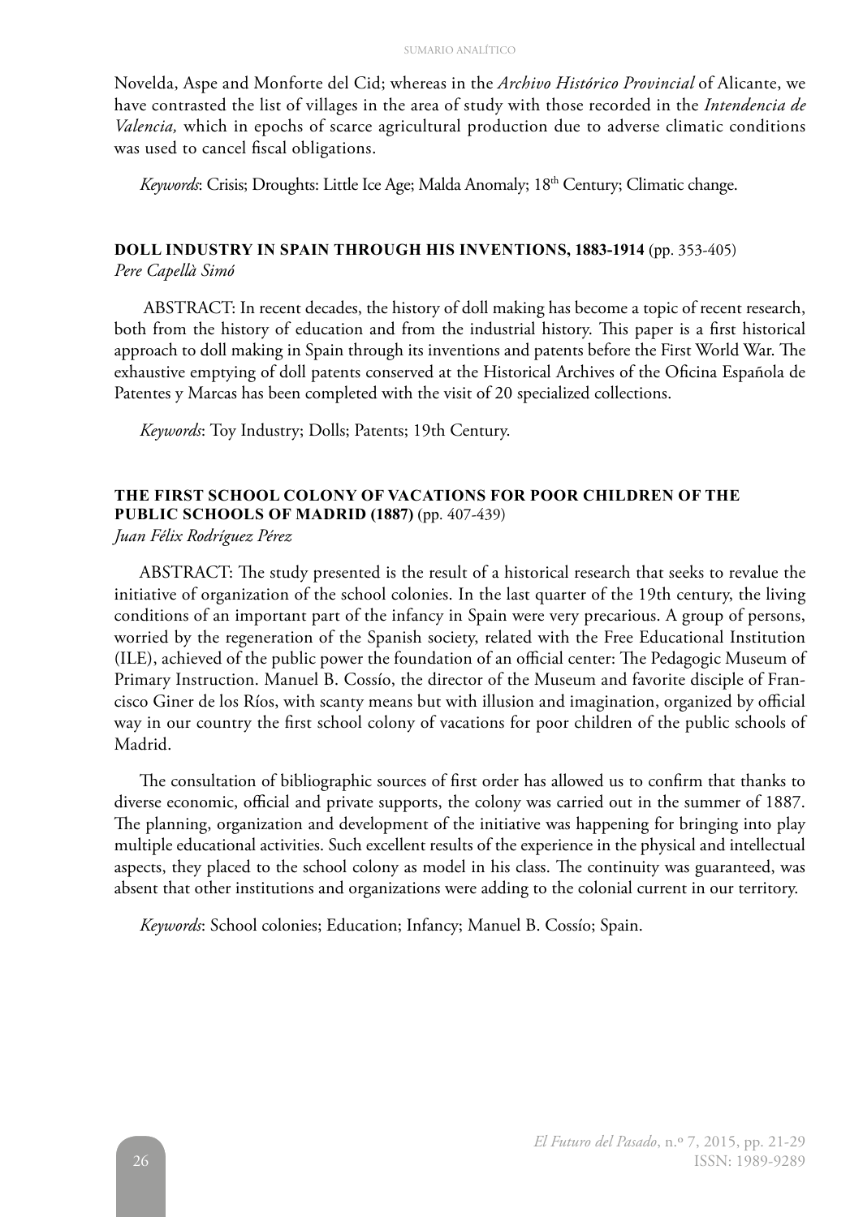Novelda, Aspe and Monforte del Cid; whereas in the *Archivo Histórico Provincial* of Alicante, we have contrasted the list of villages in the area of study with those recorded in the *Intendencia de Valencia,* which in epochs of scarce agricultural production due to adverse climatic conditions was used to cancel fiscal obligations.

*Keywords*: Crisis; Droughts: Little Ice Age; Malda Anomaly; 18th Century; Climatic change.

### **DOLL INDUSTRY IN SPAIN THROUGH HIS INVENTIONS, 1883-1914** (pp. 353-405)

*Pere Capellà Simó*

ABSTRACT: In recent decades, the history of doll making has become a topic of recent research, both from the history of education and from the industrial history. This paper is a first historical approach to doll making in Spain through its inventions and patents before the First World War. The exhaustive emptying of doll patents conserved at the Historical Archives of the Oficina Española de Patentes y Marcas has been completed with the visit of 20 specialized collections.

*Keywords*: Toy Industry; Dolls; Patents; 19th Century.

### **THE FIRST SCHOOL COLONY OF VACATIONS FOR POOR CHILDREN OF THE PUBLIC SCHOOLS OF MADRID (1887)** (pp. 407-439)

*Juan Félix Rodríguez Pérez*

ABSTRACT: The study presented is the result of a historical research that seeks to revalue the initiative of organization of the school colonies. In the last quarter of the 19th century, the living conditions of an important part of the infancy in Spain were very precarious. A group of persons, worried by the regeneration of the Spanish society, related with the Free Educational Institution (ILE), achieved of the public power the foundation of an official center: The Pedagogic Museum of Primary Instruction. Manuel B. Cossío, the director of the Museum and favorite disciple of Francisco Giner de los Ríos, with scanty means but with illusion and imagination, organized by official way in our country the first school colony of vacations for poor children of the public schools of Madrid.

The consultation of bibliographic sources of first order has allowed us to confirm that thanks to diverse economic, official and private supports, the colony was carried out in the summer of 1887. The planning, organization and development of the initiative was happening for bringing into play multiple educational activities. Such excellent results of the experience in the physical and intellectual aspects, they placed to the school colony as model in his class. The continuity was guaranteed, was absent that other institutions and organizations were adding to the colonial current in our territory.

*Keywords*: School colonies; Education; Infancy; Manuel B. Cossío; Spain.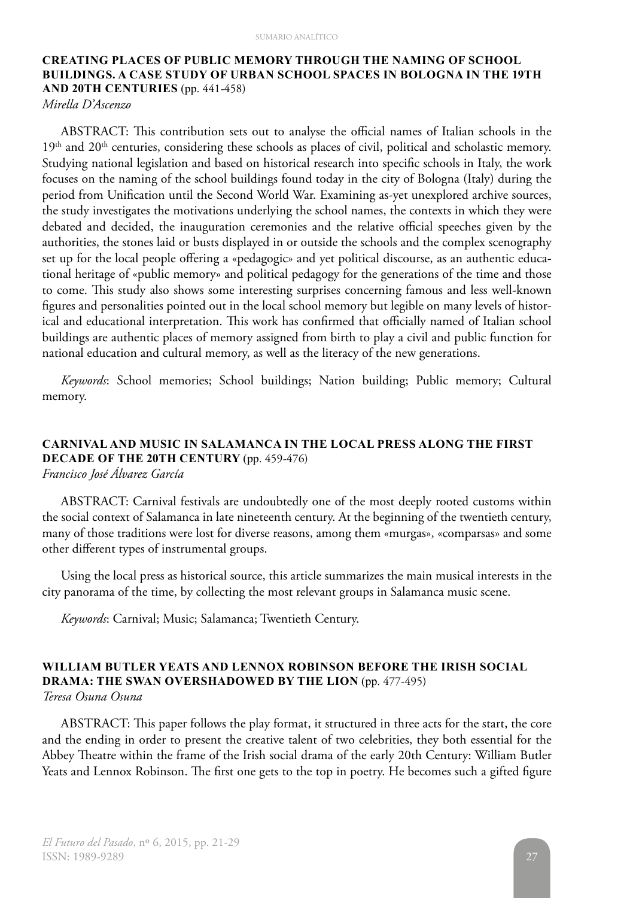**CREATING PLACES OF PUBLIC MEMORY THROUGH THE NAMING OF SCHOOL BUILDINGS. A CASE STUDY OF URBAN SCHOOL SPACES IN BOLOGNA IN THE 19TH AND 20TH CENTURIES** (pp. 441-458)
*Mirella D'Ascenzo*

ABSTRACT: This contribution sets out to analyse the official names of Italian schools in the $19^{th}$ and $20^{th}$ centuries, considering these schools as places of civil, political and scholastic memory. Studying national legislation and based on historical research into specific schools in Italy, the work focuses on the naming of the school buildings found today in the city of Bologna (Italy) during the period from Unification until the Second World War. Examining as-yet unexplored archive sources, the study investigates the motivations underlying the school names, the contexts in which they were debated and decided, the inauguration ceremonies and the relative official speeches given by the authorities, the stones laid or busts displayed in or outside the schools and the complex scenography set up for the local people offering a «pedagogic» and yet political discourse, as an authentic educational heritage of «public memory» and political pedagogy for the generations of the time and those to come. This study also shows some interesting surprises concerning famous and less well-known figures and personalities pointed out in the local school memory but legible on many levels of historical and educational interpretation. This work has confirmed that officially named of Italian school buildings are authentic places of memory assigned from birth to play a civil and public function for national education and cultural memory, as well as the literacy of the new generations.

*Keywords*: School memories; School buildings; Nation building; Public memory; Cultural memory.

**CARNIVAL AND MUSIC IN SALAMANCA IN THE LOCAL PRESS ALONG THE FIRST DECADE OF THE 20TH CENTURY** (pp. 459-476)
*Francisco José Álvarez García*

ABSTRACT: Carnival festivals are undoubtedly one of the most deeply rooted customs within the social context of Salamanca in late nineteenth century. At the beginning of the twentieth century, many of those traditions were lost for diverse reasons, among them «murgas», «comparsas» and some other different types of instrumental groups.

Using the local press as historical source, this article summarizes the main musical interests in the city panorama of the time, by collecting the most relevant groups in Salamanca music scene.

*Keywords*: Carnival; Music; Salamanca; Twentieth Century.

**WILLIAM BUTLER YEATS AND LENNOX ROBINSON BEFORE THE IRISH SOCIAL DRAMA: THE SWAN OVERSHADOWED BY THE LION** (pp. 477-495)
*Teresa Osuna Osuna*

ABSTRACT: This paper follows the play format, it structured in three acts for the start, the core and the ending in order to present the creative talent of two celebrities, they both essential for the Abbey Theatre within the frame of the Irish social drama of the early 20th Century: William Butler Yeats and Lennox Robinson. The first one gets to the top in poetry. He becomes such a gifted figure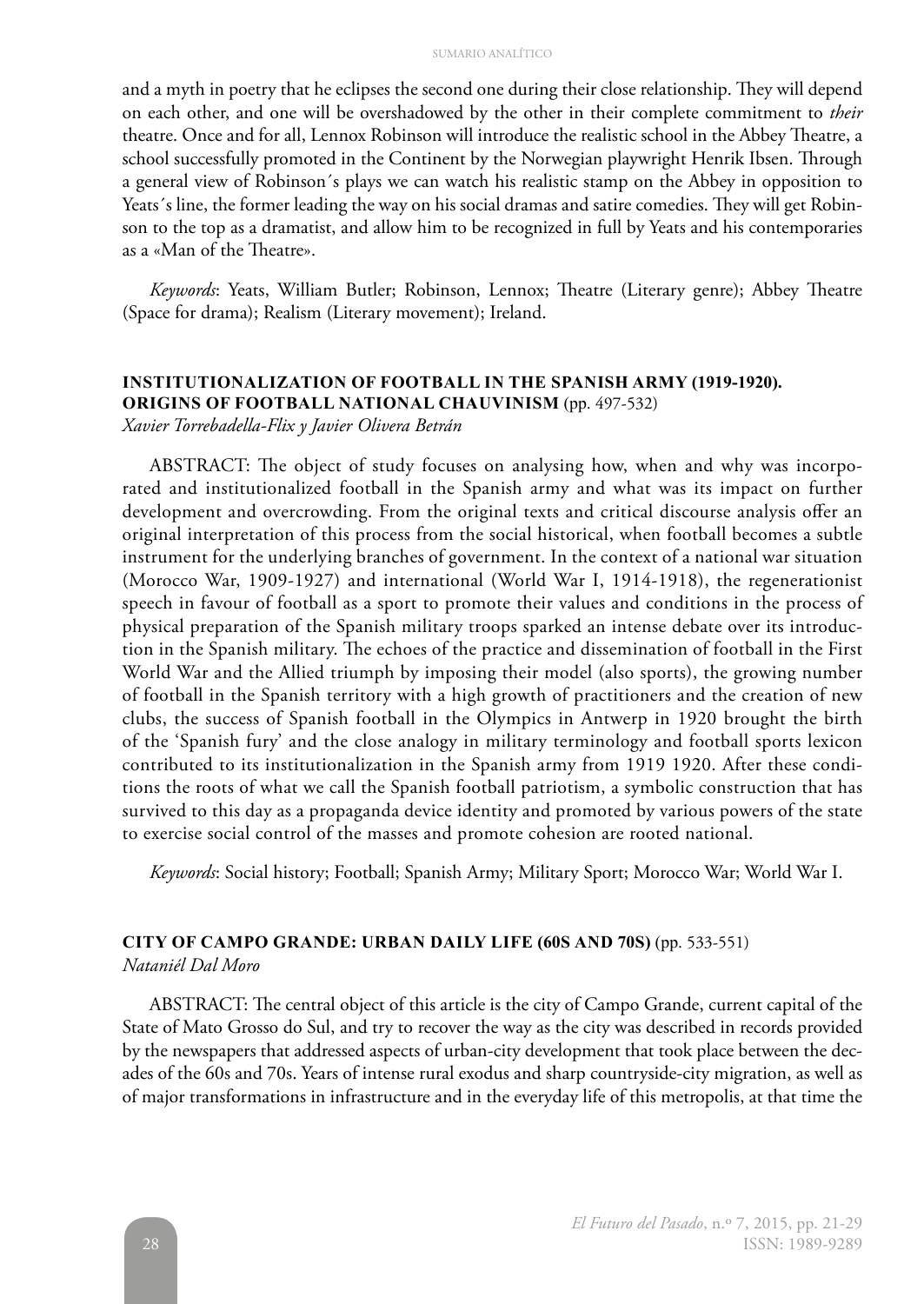and a myth in poetry that he eclipses the second one during their close relationship. They will depend on each other, and one will be overshadowed by the other in their complete commitment to *their* theatre. Once and for all, Lennox Robinson will introduce the realistic school in the Abbey Theatre, a school successfully promoted in the Continent by the Norwegian playwright Henrik Ibsen. Through a general view of Robinson´s plays we can watch his realistic stamp on the Abbey in opposition to Yeats´s line, the former leading the way on his social dramas and satire comedies. They will get Robinson to the top as a dramatist, and allow him to be recognized in full by Yeats and his contemporaries as a «Man of the Theatre».

*Keywords*: Yeats, William Butler; Robinson, Lennox; Theatre (Literary genre); Abbey Theatre (Space for drama); Realism (Literary movement); Ireland.

### INSTITUTIONALIZATION OF FOOTBALL IN THE SPANISH ARMY (1919-1920). ORIGINS OF FOOTBALL NATIONAL CHAUVINISM (pp. 497-532)

*Xavier Torrebadella-Flix y Javier Olivera Betrán*

ABSTRACT: The object of study focuses on analysing how, when and why was incorporated and institutionalized football in the Spanish army and what was its impact on further development and overcrowding. From the original texts and critical discourse analysis offer an original interpretation of this process from the social historical, when football becomes a subtle instrument for the underlying branches of government. In the context of a national war situation (Morocco War, 1909-1927) and international (World War I, 1914-1918), the regenerationist speech in favour of football as a sport to promote their values and conditions in the process of physical preparation of the Spanish military troops sparked an intense debate over its introduction in the Spanish military. The echoes of the practice and dissemination of football in the First World War and the Allied triumph by imposing their model (also sports), the growing number of football in the Spanish territory with a high growth of practitioners and the creation of new clubs, the success of Spanish football in the Olympics in Antwerp in 1920 brought the birth of the 'Spanish fury' and the close analogy in military terminology and football sports lexicon contributed to its institutionalization in the Spanish army from 1919 1920. After these conditions the roots of what we call the Spanish football patriotism, a symbolic construction that has survived to this day as a propaganda device identity and promoted by various powers of the state to exercise social control of the masses and promote cohesion are rooted national.

*Keywords*: Social history; Football; Spanish Army; Military Sport; Morocco War; World War I.

### CITY OF CAMPO GRANDE: URBAN DAILY LIFE (60S AND 70S) (pp. 533-551)

*Nataniél Dal Moro*

ABSTRACT: The central object of this article is the city of Campo Grande, current capital of the State of Mato Grosso do Sul, and try to recover the way as the city was described in records provided by the newspapers that addressed aspects of urban-city development that took place between the decades of the 60s and 70s. Years of intense rural exodus and sharp countryside-city migration, as well as of major transformations in infrastructure and in the everyday life of this metropolis, at that time the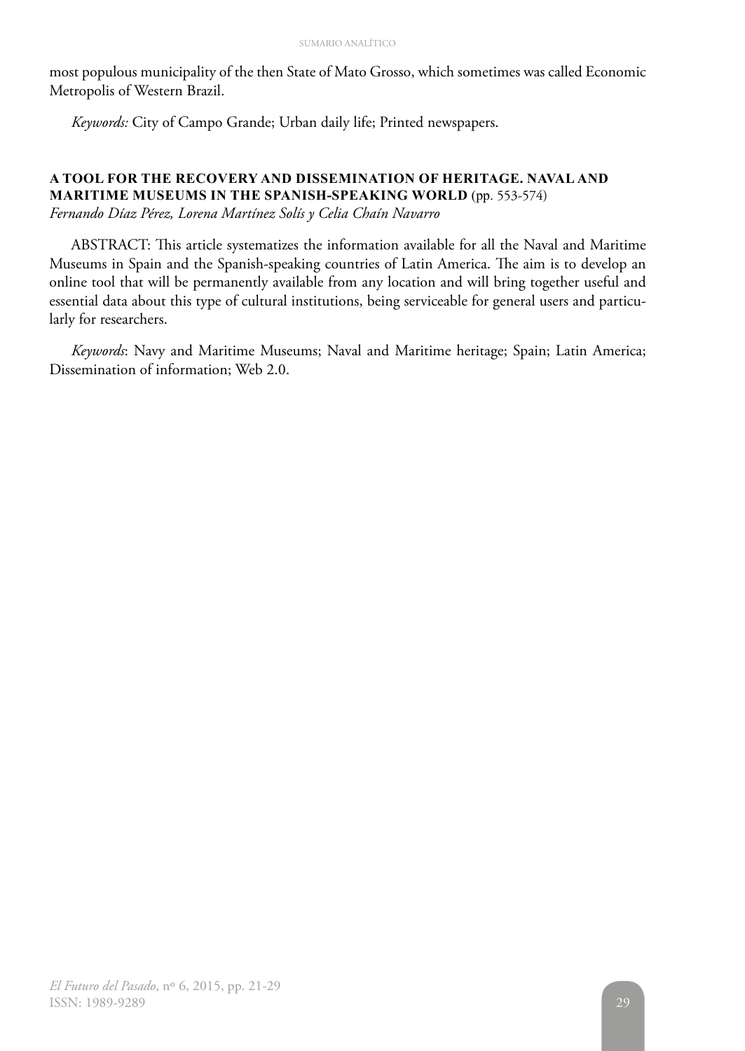most populous municipality of the then State of Mato Grosso, which sometimes was called Economic Metropolis of Western Brazil.

*Keywords:* City of Campo Grande; Urban daily life; Printed newspapers.

**A TOOL FOR THE RECOVERY AND DISSEMINATION OF HERITAGE. NAVAL AND MARITIME MUSEUMS IN THE SPANISH-SPEAKING WORLD** (pp. 553-574)
*Fernando Díaz Pérez, Lorena Martínez Solís y Celia Chaín Navarro*

ABSTRACT: This article systematizes the information available for all the Naval and Maritime Museums in Spain and the Spanish-speaking countries of Latin America. The aim is to develop an online tool that will be permanently available from any location and will bring together useful and essential data about this type of cultural institutions, being serviceable for general users and particularly for researchers.

*Keywords*: Navy and Maritime Museums; Naval and Maritime heritage; Spain; Latin America; Dissemination of information; Web 2.0.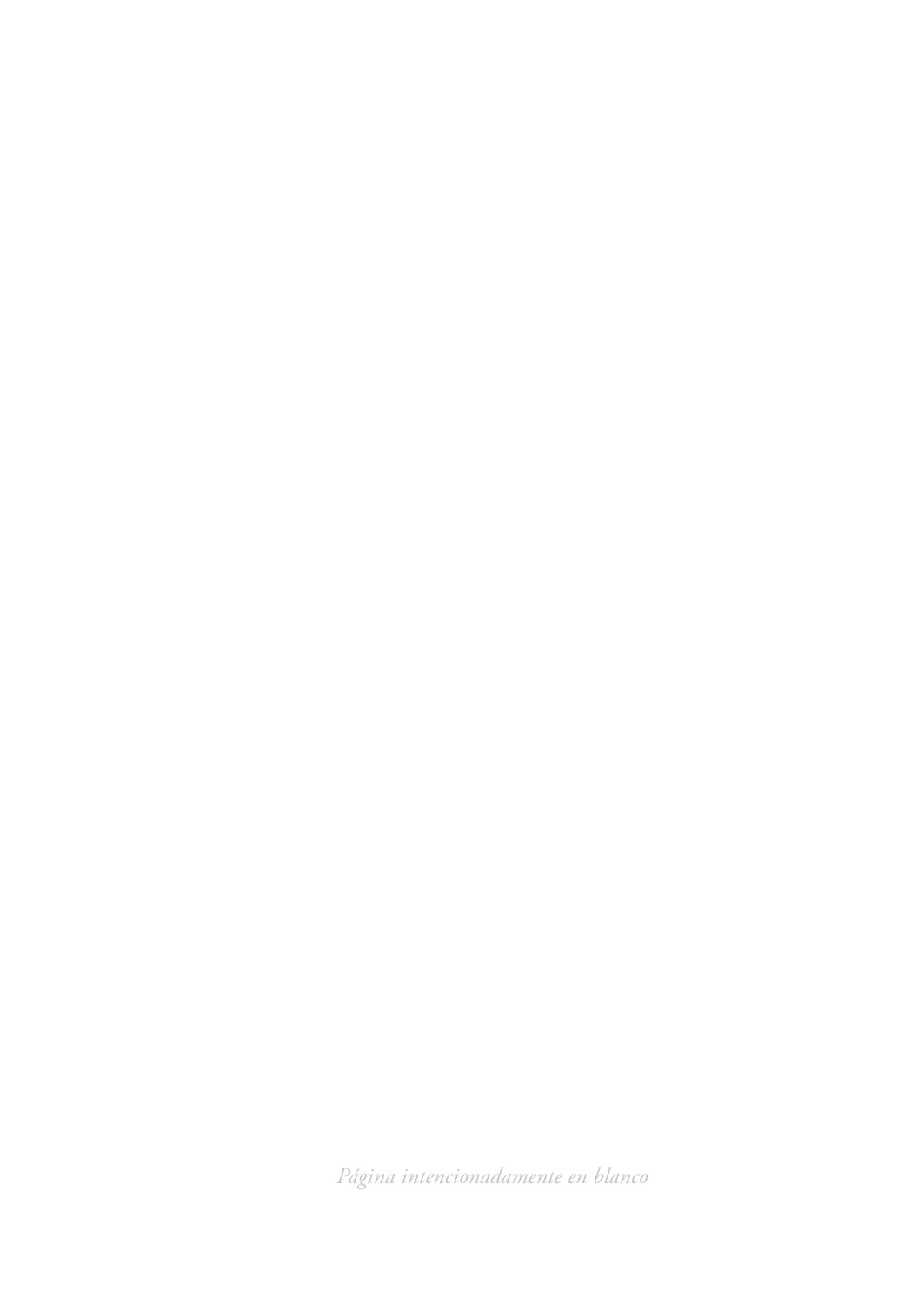*Página intencionadamente en blanco*